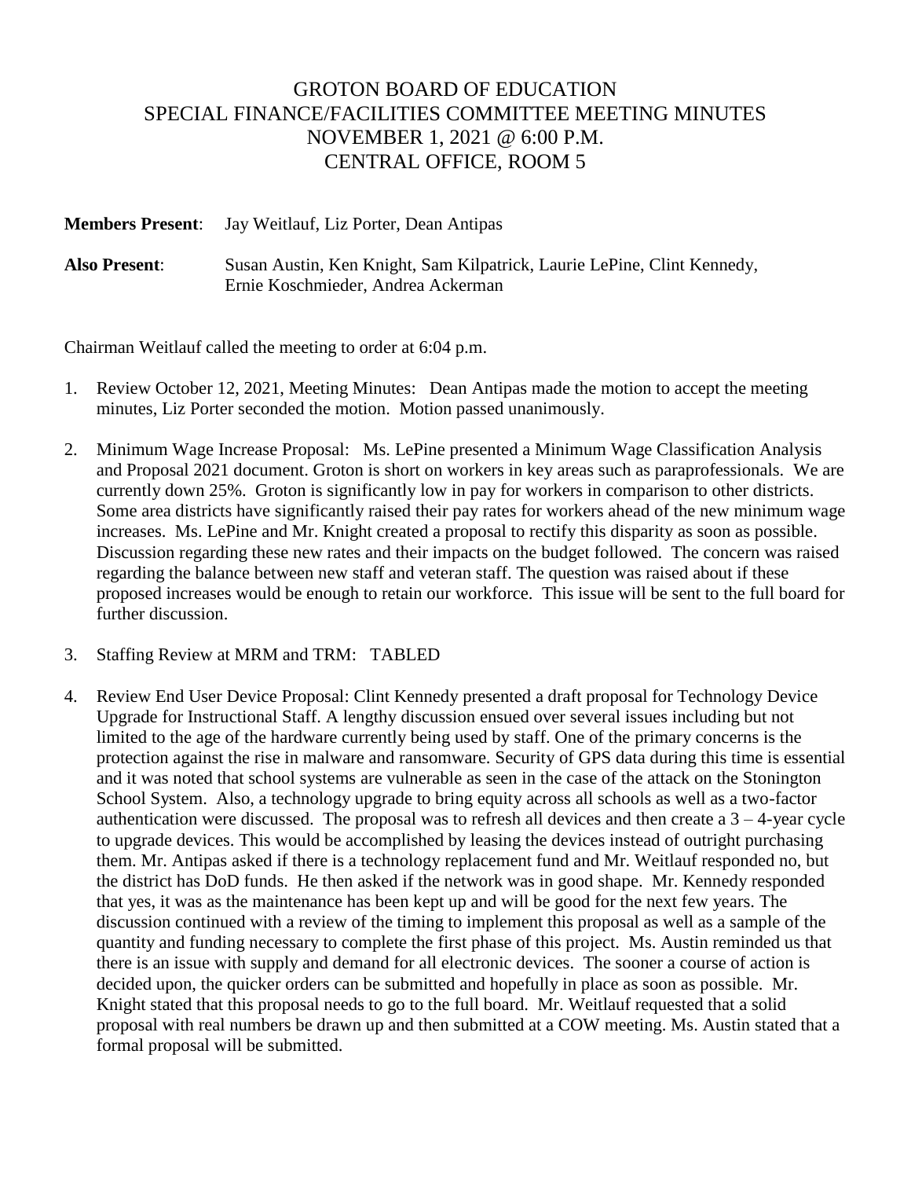# GROTON BOARD OF EDUCATION
## SPECIAL FINANCE/FACILITIES COMMITTEE MEETING MINUTES
## NOVEMBER 1, 2021 @ 6:00 P.M.
## CENTRAL OFFICE, ROOM 5

**Members Present**: Jay Weitlauf, Liz Porter, Dean Antipas

**Also Present**: Susan Austin, Ken Knight, Sam Kilpatrick, Laurie LePine, Clint Kennedy, Ernie Koschmieder, Andrea Ackerman

Chairman Weitlauf called the meeting to order at 6:04 p.m.

1. Review October 12, 2021, Meeting Minutes: Dean Antipas made the motion to accept the meeting minutes, Liz Porter seconded the motion. Motion passed unanimously.

2. Minimum Wage Increase Proposal: Ms. LePine presented a Minimum Wage Classification Analysis and Proposal 2021 document. Groton is short on workers in key areas such as paraprofessionals. We are currently down 25%. Groton is significantly low in pay for workers in comparison to other districts. Some area districts have significantly raised their pay rates for workers ahead of the new minimum wage increases. Ms. LePine and Mr. Knight created a proposal to rectify this disparity as soon as possible. Discussion regarding these new rates and their impacts on the budget followed. The concern was raised regarding the balance between new staff and veteran staff. The question was raised about if these proposed increases would be enough to retain our workforce. This issue will be sent to the full board for further discussion.

3. Staffing Review at MRM and TRM: TABLED

4. Review End User Device Proposal: Clint Kennedy presented a draft proposal for Technology Device Upgrade for Instructional Staff. A lengthy discussion ensued over several issues including but not limited to the age of the hardware currently being used by staff. One of the primary concerns is the protection against the rise in malware and ransomware. Security of GPS data during this time is essential and it was noted that school systems are vulnerable as seen in the case of the attack on the Stonington School System. Also, a technology upgrade to bring equity across all schools as well as a two-factor authentication were discussed. The proposal was to refresh all devices and then create a 3 – 4-year cycle to upgrade devices. This would be accomplished by leasing the devices instead of outright purchasing them. Mr. Antipas asked if there is a technology replacement fund and Mr. Weitlauf responded no, but the district has DoD funds. He then asked if the network was in good shape. Mr. Kennedy responded that yes, it was as the maintenance has been kept up and will be good for the next few years. The discussion continued with a review of the timing to implement this proposal as well as a sample of the quantity and funding necessary to complete the first phase of this project. Ms. Austin reminded us that there is an issue with supply and demand for all electronic devices. The sooner a course of action is decided upon, the quicker orders can be submitted and hopefully in place as soon as possible. Mr. Knight stated that this proposal needs to go to the full board. Mr. Weitlauf requested that a solid proposal with real numbers be drawn up and then submitted at a COW meeting. Ms. Austin stated that a formal proposal will be submitted.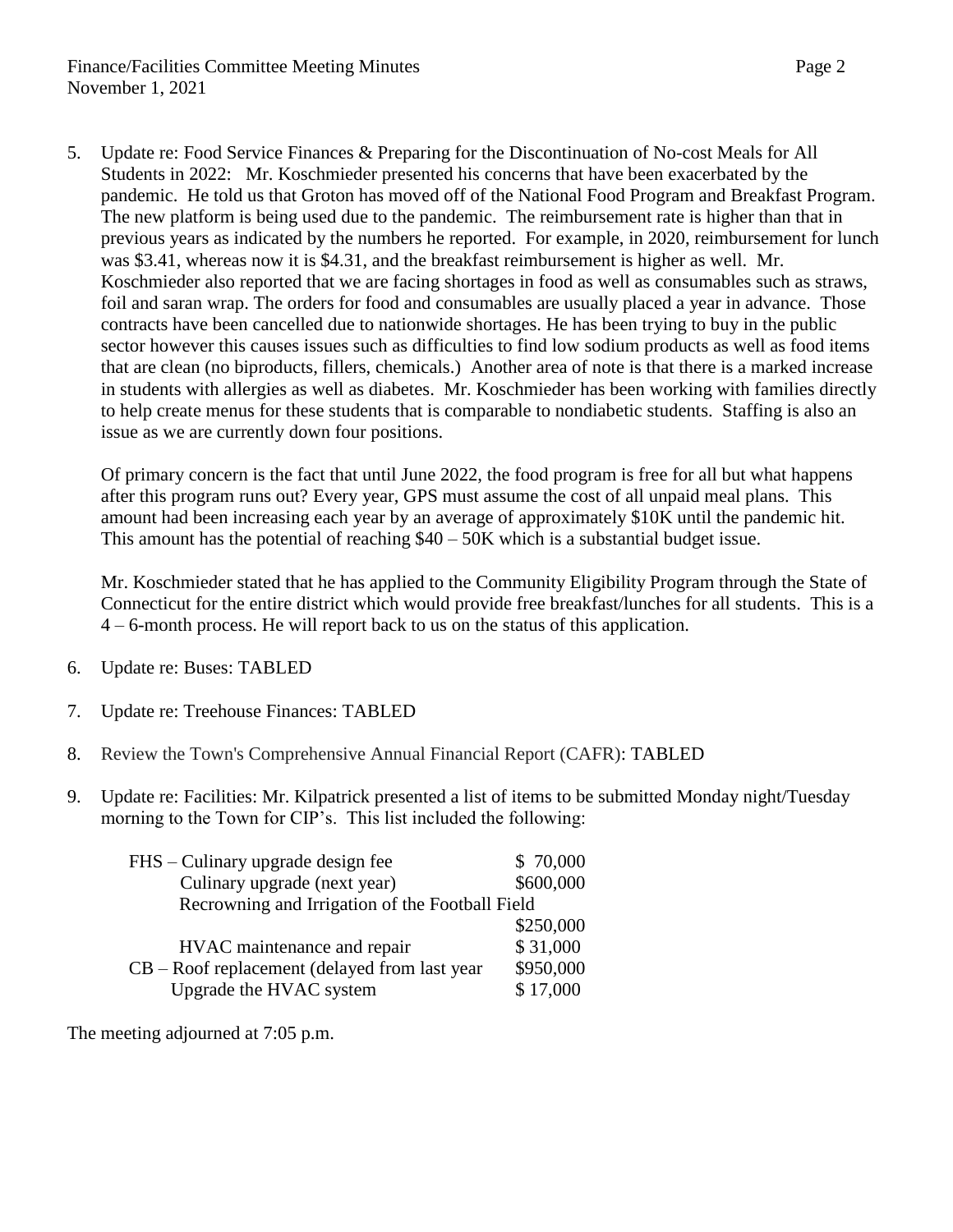5. Update re: Food Service Finances & Preparing for the Discontinuation of No-cost Meals for All Students in 2022: Mr. Koschmieder presented his concerns that have been exacerbated by the pandemic. He told us that Groton has moved off of the National Food Program and Breakfast Program. The new platform is being used due to the pandemic. The reimbursement rate is higher than that in previous years as indicated by the numbers he reported. For example, in 2020, reimbursement for lunch was $3.41, whereas now it is $4.31, and the breakfast reimbursement is higher as well. Mr. Koschmieder also reported that we are facing shortages in food as well as consumables such as straws, foil and saran wrap. The orders for food and consumables are usually placed a year in advance. Those contracts have been cancelled due to nationwide shortages. He has been trying to buy in the public sector however this causes issues such as difficulties to find low sodium products as well as food items that are clean (no biproducts, fillers, chemicals.) Another area of note is that there is a marked increase in students with allergies as well as diabetes. Mr. Koschmieder has been working with families directly to help create menus for these students that is comparable to nondiabetic students. Staffing is also an issue as we are currently down four positions.

   Of primary concern is the fact that until June 2022, the food program is free for all but what happens after this program runs out? Every year, GPS must assume the cost of all unpaid meal plans. This amount had been increasing each year by an average of approximately $10K until the pandemic hit. This amount has the potential of reaching $40 – 50K which is a substantial budget issue.

   Mr. Koschmieder stated that he has applied to the Community Eligibility Program through the State of Connecticut for the entire district which would provide free breakfast/lunches for all students. This is a 4 – 6-month process. He will report back to us on the status of this application.

6. Update re: Buses: TABLED

7. Update re: Treehouse Finances: TABLED

8. Review the Town's Comprehensive Annual Financial Report (CAFR): TABLED

9. Update re: Facilities: Mr. Kilpatrick presented a list of items to be submitted Monday night/Tuesday morning to the Town for CIP's. This list included the following:

| Item | Amount |
|---|---|
| FHS – Culinary upgrade design fee | $ 70,000 |
| Culinary upgrade (next year) | $600,000 |
| Recrowning and Irrigation of the Football Field | $250,000 |
| HVAC maintenance and repair | $ 31,000 |
| CB – Roof replacement (delayed from last year | $950,000 |
| Upgrade the HVAC system | $ 17,000 |

The meeting adjourned at 7:05 p.m.